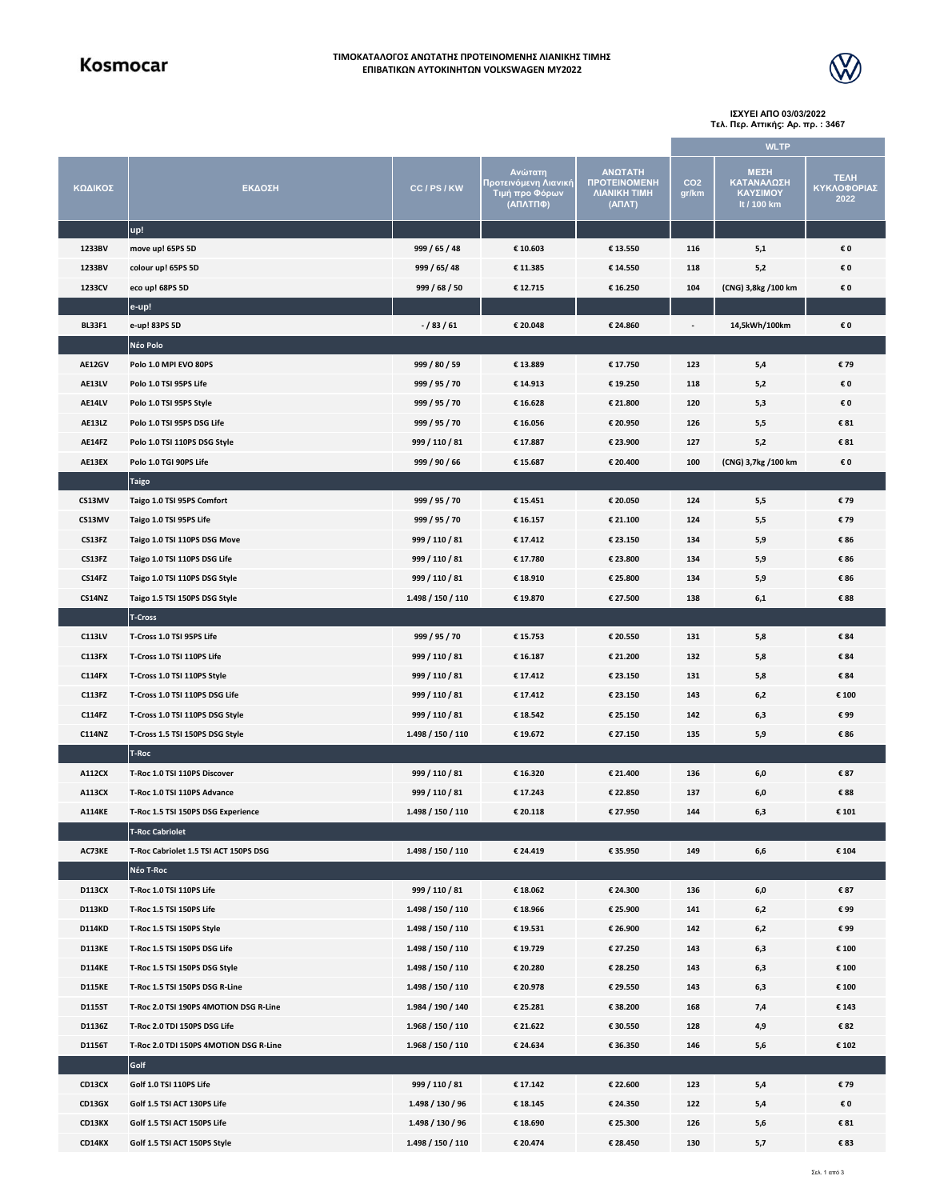Kosmocar

# ΤΙΜΟΚΑΤΑΛΟΓΟΣ ΑΝΩΤΑΤΗΣ ΠΡΟΤΕΙΝΟΜΕΝΗΣ ΛΙΑΝΙΚΗΣ ΤΙΜΗΣ ΕΠΙΒΑΤΙΚΩΝ ΑΥΤΟΚΙΝΗΤΩΝ VOLKSWAGEN MY2022

**ΙΣΧΥΕΙ ΑΠΟ 03/03/2022**
**Τελ. Περ. Αττικής: Αρ. πρ. : 3467**

| ΚΩΔΙΚΟΣ | ΕΚΔΟΣΗ | CC / PS / KW | Ανώτατη Προτεινόμενη Λιανική Τιμή προ Φόρων (ΑΠΛΤΠΦ) | ΑΝΩΤΑΤΗ ΠΡΟΤΕΙΝΟΜΕΝΗ ΛΙΑΝΙΚΗ ΤΙΜΗ (ΑΠΛΤ) | WLTP $CO_2$ gr/km | WLTP ΜΕΣΗ ΚΑΤΑΝΑΛΩΣΗ ΚΑΥΣΙΜΟΥ lt / 100 km | ΤΕΛΗ ΚΥΚΛΟΦΟΡΙΑΣ 2022 |
|---|---|---|---|---|---|---|---|
| | **up!** | | | | | | |
| 1233BV | move up! 65PS 5D | 999 / 65 / 48 | € 10.603 | € 13.550 | 116 | 5,1 | € 0 |
| 1233BV | colour up! 65PS 5D | 999 / 65/ 48 | € 11.385 | € 14.550 | 118 | 5,2 | € 0 |
| 1233CV | eco up! 68PS 5D | 999 / 68 / 50 | € 12.715 | € 16.250 | 104 | (CNG) 3,8kg /100 km | € 0 |
| | **e-up!** | | | | | | |
| BL33F1 | e-up! 83PS 5D | - / 83 / 61 | € 20.048 | € 24.860 | - | 14,5kWh/100km | € 0 |
| | **Νέο Polo** | | | | | | |
| AE12GV | Polo 1.0 MPI EVO 80PS | 999 / 80 / 59 | € 13.889 | € 17.750 | 123 | 5,4 | € 79 |
| AE13LV | Polo 1.0 TSI 95PS Life | 999 / 95 / 70 | € 14.913 | € 19.250 | 118 | 5,2 | € 0 |
| AE14LV | Polo 1.0 TSI 95PS Style | 999 / 95 / 70 | € 16.628 | € 21.800 | 120 | 5,3 | € 0 |
| AE13LZ | Polo 1.0 TSI 95PS DSG Life | 999 / 95 / 70 | € 16.056 | € 20.950 | 126 | 5,5 | € 81 |
| AE14FZ | Polo 1.0 TSI 110PS DSG Style | 999 / 110 / 81 | € 17.887 | € 23.900 | 127 | 5,2 | € 81 |
| AE13EX | Polo 1.0 TGI 90PS Life | 999 / 90 / 66 | € 15.687 | € 20.400 | 100 | (CNG) 3,7kg /100 km | € 0 |
| | **Taigo** | | | | | | |
| CS13MV | Taigo 1.0 TSI 95PS Comfort | 999 / 95 / 70 | € 15.451 | € 20.050 | 124 | 5,5 | € 79 |
| CS13MV | Taigo 1.0 TSI 95PS Life | 999 / 95 / 70 | € 16.157 | € 21.100 | 124 | 5,5 | € 79 |
| CS13FZ | Taigo 1.0 TSI 110PS DSG Move | 999 / 110 / 81 | € 17.412 | € 23.150 | 134 | 5,9 | € 86 |
| CS13FZ | Taigo 1.0 TSI 110PS DSG Life | 999 / 110 / 81 | € 17.780 | € 23.800 | 134 | 5,9 | € 86 |
| CS14FZ | Taigo 1.0 TSI 110PS DSG Style | 999 / 110 / 81 | € 18.910 | € 25.800 | 134 | 5,9 | € 86 |
| CS14NZ | Taigo 1.5 TSI 150PS DSG Style | 1.498 / 150 / 110 | € 19.870 | € 27.500 | 138 | 6,1 | € 88 |
| | **T-Cross** | | | | | | |
| C113LV | T-Cross 1.0 TSI 95PS Life | 999 / 95 / 70 | € 15.753 | € 20.550 | 131 | 5,8 | € 84 |
| C113FX | T-Cross 1.0 TSI 110PS Life | 999 / 110 / 81 | € 16.187 | € 21.200 | 132 | 5,8 | € 84 |
| C114FX | T-Cross 1.0 TSI 110PS Style | 999 / 110 / 81 | € 17.412 | € 23.150 | 131 | 5,8 | € 84 |
| C113FZ | T-Cross 1.0 TSI 110PS DSG Life | 999 / 110 / 81 | € 17.412 | € 23.150 | 143 | 6,2 | € 100 |
| C114FZ | T-Cross 1.0 TSI 110PS DSG Style | 999 / 110 / 81 | € 18.542 | € 25.150 | 142 | 6,3 | € 99 |
| C114NZ | T-Cross 1.5 TSI 150PS DSG Style | 1.498 / 150 / 110 | € 19.672 | € 27.150 | 135 | 5,9 | € 86 |
| | **T-Roc** | | | | | | |
| A112CX | T-Roc 1.0 TSI 110PS Discover | 999 / 110 / 81 | € 16.320 | € 21.400 | 136 | 6,0 | € 87 |
| A113CX | T-Roc 1.0 TSI 110PS Advance | 999 / 110 / 81 | € 17.243 | € 22.850 | 137 | 6,0 | € 88 |
| A114KE | T-Roc 1.5 TSI 150PS DSG Experience | 1.498 / 150 / 110 | € 20.118 | € 27.950 | 144 | 6,3 | € 101 |
| | **T-Roc Cabriolet** | | | | | | |
| AC73KE | T-Roc Cabriolet 1.5 TSI ACT 150PS DSG | 1.498 / 150 / 110 | € 24.419 | € 35.950 | 149 | 6,6 | € 104 |
| | **Νέο T-Roc** | | | | | | |
| D113CX | T-Roc 1.0 TSI 110PS Life | 999 / 110 / 81 | € 18.062 | € 24.300 | 136 | 6,0 | € 87 |
| D113KD | T-Roc 1.5 TSI 150PS Life | 1.498 / 150 / 110 | € 18.966 | € 25.900 | 141 | 6,2 | € 99 |
| D114KD | T-Roc 1.5 TSI 150PS Style | 1.498 / 150 / 110 | € 19.531 | € 26.900 | 142 | 6,2 | € 99 |
| D113KE | T-Roc 1.5 TSI 150PS DSG Life | 1.498 / 150 / 110 | € 19.729 | € 27.250 | 143 | 6,3 | € 100 |
| D114KE | T-Roc 1.5 TSI 150PS DSG Style | 1.498 / 150 / 110 | € 20.280 | € 28.250 | 143 | 6,3 | € 100 |
| D115KE | T-Roc 1.5 TSI 150PS DSG R-Line | 1.498 / 150 / 110 | € 20.978 | € 29.550 | 143 | 6,3 | € 100 |
| D115ST | T-Roc 2.0 TSI 190PS 4MOTION DSG R-Line | 1.984 / 190 / 140 | € 25.281 | € 38.200 | 168 | 7,4 | € 143 |
| D1136Z | T-Roc 2.0 TDI 150PS DSG Life | 1.968 / 150 / 110 | € 21.622 | € 30.550 | 128 | 4,9 | € 82 |
| D1156T | T-Roc 2.0 TDI 150PS 4MOTION DSG R-Line | 1.968 / 150 / 110 | € 24.634 | € 36.350 | 146 | 5,6 | € 102 |
| | **Golf** | | | | | | |
| CD13CX | Golf 1.0 TSI 110PS Life | 999 / 110 / 81 | € 17.142 | € 22.600 | 123 | 5,4 | € 79 |
| CD13GX | Golf 1.5 TSI ACT 130PS Life | 1.498 / 130 / 96 | € 18.145 | € 24.350 | 122 | 5,4 | € 0 |
| CD13KX | Golf 1.5 TSI ACT 150PS Life | 1.498 / 130 / 96 | € 18.690 | € 25.300 | 126 | 5,6 | € 81 |
| CD14KX | Golf 1.5 TSI ACT 150PS Style | 1.498 / 150 / 110 | € 20.474 | € 28.450 | 130 | 5,7 | € 83 |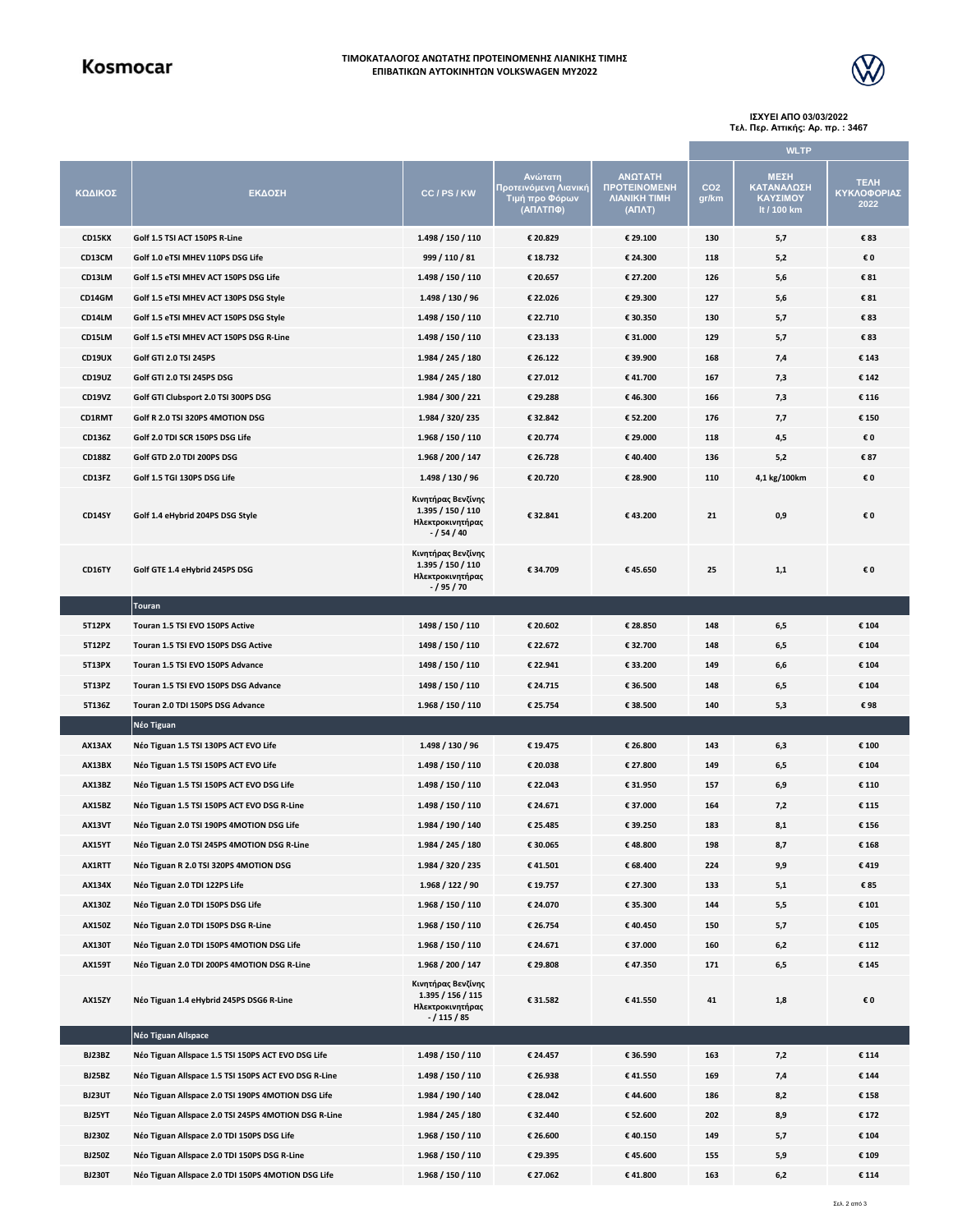**Kosmocar**

**ΤΙΜΟΚΑΤΑΛΟΓΟΣ ΑΝΩΤΑΤΗΣ ΠΡΟΤΕΙΝΟΜΕΝΗΣ ΛΙΑΝΙΚΗΣ ΤΙΜΗΣ**
**ΕΠΙΒΑΤΙΚΩΝ ΑΥΤΟΚΙΝΗΤΩΝ VOLKSWAGEN MY2022**

**ΙΣΧΥΕΙ ΑΠΟ 03/03/2022**
**Τελ. Περ. Αττικής: Αρ. πρ. : 3467**

| ΚΩΔΙΚΟΣ | ΕΚΔΟΣΗ | CC / PS / KW | Ανώτατη Προτεινόμενη Λιανική Τιμή προ Φόρων (ΑΠΛΤΠΦ) | ΑΝΩΤΑΤΗ ΠΡΟΤΕΙΝΟΜΕΝΗ ΛΙΑΝΙΚΗ ΤΙΜΗ (ΑΠΛΤ) | WLTP CO2 gr/km | WLTP ΜΕΣΗ ΚΑΤΑΝΑΛΩΣΗ ΚΑΥΣΙΜΟΥ lt / 100 km | ΤΕΛΗ ΚΥΚΛΟΦΟΡΙΑΣ 2022 |
|---|---|---|---|---|---|---|---|
| CD15KX | Golf 1.5 TSI ACT 150PS R-Line | 1.498 / 150 / 110 | € 20.829 | € 29.100 | 130 | 5,7 | € 83 |
| CD13CM | Golf 1.0 eTSI MHEV 110PS DSG Life | 999 / 110 / 81 | € 18.732 | € 24.300 | 118 | 5,2 | € 0 |
| CD13LM | Golf 1.5 eTSI MHEV ACT 150PS DSG Life | 1.498 / 150 / 110 | € 20.657 | € 27.200 | 126 | 5,6 | € 81 |
| CD14GM | Golf 1.5 eTSI MHEV ACT 130PS DSG Style | 1.498 / 130 / 96 | € 22.026 | € 29.300 | 127 | 5,6 | € 81 |
| CD14LM | Golf 1.5 eTSI MHEV ACT 150PS DSG Style | 1.498 / 150 / 110 | € 22.710 | € 30.350 | 130 | 5,7 | € 83 |
| CD15LM | Golf 1.5 eTSI MHEV ACT 150PS DSG R-Line | 1.498 / 150 / 110 | € 23.133 | € 31.000 | 129 | 5,7 | € 83 |
| CD19UX | Golf GTI 2.0 TSI 245PS | 1.984 / 245 / 180 | € 26.122 | € 39.900 | 168 | 7,4 | € 143 |
| CD19UZ | Golf GTI 2.0 TSI 245PS DSG | 1.984 / 245 / 180 | € 27.012 | € 41.700 | 167 | 7,3 | € 142 |
| CD19VZ | Golf GTI Clubsport 2.0 TSI 300PS DSG | 1.984 / 300 / 221 | € 29.288 | € 46.300 | 166 | 7,3 | € 116 |
| CD1RMT | Golf R 2.0 TSI 320PS 4MOTION DSG | 1.984 / 320/ 235 | € 32.842 | € 52.200 | 176 | 7,7 | € 150 |
| CD136Z | Golf 2.0 TDI SCR 150PS DSG Life | 1.968 / 150 / 110 | € 20.774 | € 29.000 | 118 | 4,5 | € 0 |
| CD188Z | Golf GTD 2.0 TDI 200PS DSG | 1.968 / 200 / 147 | € 26.728 | € 40.400 | 136 | 5,2 | € 87 |
| CD13FZ | Golf 1.5 TGI 130PS DSG Life | 1.498 / 130 / 96 | € 20.720 | € 28.900 | 110 | 4,1 kg/100km | € 0 |
| CD14SY | Golf 1.4 eHybrid 204PS DSG Style | Κινητήρας Βενζίνης 1.395 / 150 / 110 Ηλεκτροκινητήρας - / 54 / 40 | € 32.841 | € 43.200 | 21 | 0,9 | € 0 |
| CD16TY | Golf GTE 1.4 eHybrid 245PS DSG | Κινητήρας Βενζίνης 1.395 / 150 / 110 Ηλεκτροκινητήρας - / 95 / 70 | € 34.709 | € 45.650 | 25 | 1,1 | € 0 |
| | **Touran** | | | | | | |
| 5T12PX | Touran 1.5 TSI EVO 150PS Active | 1498 / 150 / 110 | € 20.602 | € 28.850 | 148 | 6,5 | € 104 |
| 5T12PZ | Touran 1.5 TSI EVO 150PS DSG Active | 1498 / 150 / 110 | € 22.672 | € 32.700 | 148 | 6,5 | € 104 |
| 5T13PX | Touran 1.5 TSI EVO 150PS Advance | 1498 / 150 / 110 | € 22.941 | € 33.200 | 149 | 6,6 | € 104 |
| 5T13PZ | Touran 1.5 TSI EVO 150PS DSG Advance | 1498 / 150 / 110 | € 24.715 | € 36.500 | 148 | 6,5 | € 104 |
| 5T136Z | Touran 2.0 TDI 150PS DSG Advance | 1.968 / 150 / 110 | € 25.754 | € 38.500 | 140 | 5,3 | € 98 |
| | **Νέο Tiguan** | | | | | | |
| AX13AX | Νέο Tiguan 1.5 TSI 130PS ACT EVO Life | 1.498 / 130 / 96 | € 19.475 | € 26.800 | 143 | 6,3 | € 100 |
| AX13BX | Νέο Tiguan 1.5 TSI 150PS ACT EVO Life | 1.498 / 150 / 110 | € 20.038 | € 27.800 | 149 | 6,5 | € 104 |
| AX13BZ | Νέο Tiguan 1.5 TSI 150PS ACT EVO DSG Life | 1.498 / 150 / 110 | € 22.043 | € 31.950 | 157 | 6,9 | € 110 |
| AX15BZ | Νέο Tiguan 1.5 TSI 150PS ACT EVO DSG R-Line | 1.498 / 150 / 110 | € 24.671 | € 37.000 | 164 | 7,2 | € 115 |
| AX13VT | Νέο Tiguan 2.0 TSI 190PS 4MOTION DSG Life | 1.984 / 190 / 140 | € 25.485 | € 39.250 | 183 | 8,1 | € 156 |
| AX15YT | Νέο Tiguan 2.0 TSI 245PS 4MOTION DSG R-Line | 1.984 / 245 / 180 | € 30.065 | € 48.800 | 198 | 8,7 | € 168 |
| AX1RTT | Νέο Tiguan R 2.0 TSI 320PS 4MOTION DSG | 1.984 / 320 / 235 | € 41.501 | € 68.400 | 224 | 9,9 | € 419 |
| AX134X | Νέο Tiguan 2.0 TDI 122PS Life | 1.968 / 122 / 90 | € 19.757 | € 27.300 | 133 | 5,1 | € 85 |
| AX130Z | Νέο Tiguan 2.0 TDI 150PS DSG Life | 1.968 / 150 / 110 | € 24.070 | € 35.300 | 144 | 5,5 | € 101 |
| AX150Z | Νέο Tiguan 2.0 TDI 150PS DSG R-Line | 1.968 / 150 / 110 | € 26.754 | € 40.450 | 150 | 5,7 | € 105 |
| AX130T | Νέο Tiguan 2.0 TDI 150PS 4MOTION DSG Life | 1.968 / 150 / 110 | € 24.671 | € 37.000 | 160 | 6,2 | € 112 |
| AX159T | Νέο Tiguan 2.0 TDI 200PS 4MOTION DSG R-Line | 1.968 / 200 / 147 | € 29.808 | € 47.350 | 171 | 6,5 | € 145 |
| AX15ZY | Νέο Tiguan 1.4 eHybrid 245PS DSG6 R-Line | Κινητήρας Βενζίνης 1.395 / 156 / 115 Ηλεκτροκινητήρας - / 115 / 85 | € 31.582 | € 41.550 | 41 | 1,8 | € 0 |
| | **Νέο Tiguan Allspace** | | | | | | |
| BJ23BZ | Νέο Tiguan Allspace 1.5 TSI 150PS ACT EVO DSG Life | 1.498 / 150 / 110 | € 24.457 | € 36.590 | 163 | 7,2 | € 114 |
| BJ25BZ | Νέο Tiguan Allspace 1.5 TSI 150PS ACT EVO DSG R-Line | 1.498 / 150 / 110 | € 26.938 | € 41.550 | 169 | 7,4 | € 144 |
| BJ23UT | Νέο Tiguan Allspace 2.0 TSI 190PS 4MOTION DSG Life | 1.984 / 190 / 140 | € 28.042 | € 44.600 | 186 | 8,2 | € 158 |
| BJ25YT | Νέο Tiguan Allspace 2.0 TSI 245PS 4MOTION DSG R-Line | 1.984 / 245 / 180 | € 32.440 | € 52.600 | 202 | 8,9 | € 172 |
| BJ230Z | Νέο Tiguan Allspace 2.0 TDI 150PS DSG Life | 1.968 / 150 / 110 | € 26.600 | € 40.150 | 149 | 5,7 | € 104 |
| BJ250Z | Νέο Tiguan Allspace 2.0 TDI 150PS DSG R-Line | 1.968 / 150 / 110 | € 29.395 | € 45.600 | 155 | 5,9 | € 109 |
| BJ230T | Νέο Tiguan Allspace 2.0 TDI 150PS 4MOTION DSG Life | 1.968 / 150 / 110 | € 27.062 | € 41.800 | 163 | 6,2 | € 114 |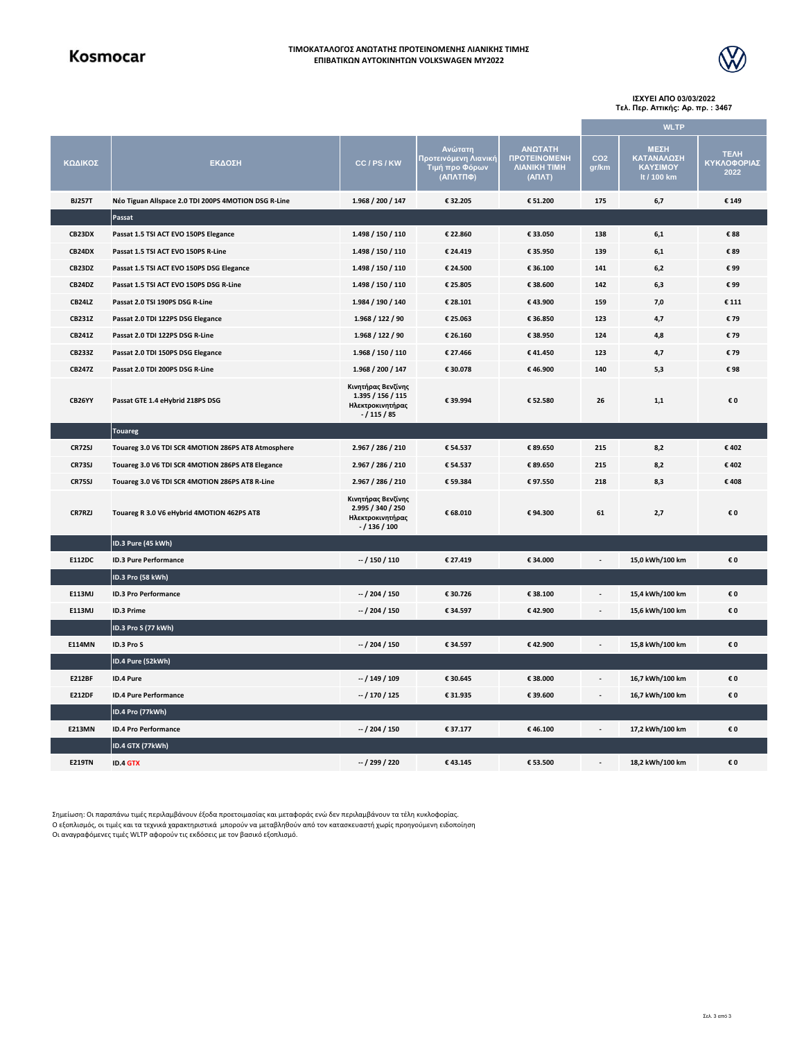**Kosmocar**

**ΤΙΜΟΚΑΤΑΛΟΓΟΣ ΑΝΩΤΑΤΗΣ ΠΡΟΤΕΙΝΟΜΕΝΗΣ ΛΙΑΝΙΚΗΣ ΤΙΜΗΣ**
**ΕΠΙΒΑΤΙΚΩΝ ΑΥΤΟΚΙΝΗΤΩΝ VOLKSWAGEN MY2022**

**ΙΣΧΥΕΙ ΑΠΟ 03/03/2022**
**Τελ. Περ. Αττικής: Αρ. πρ. : 3467**

| ΚΩΔΙΚΟΣ | ΕΚΔΟΣΗ | CC / PS / KW | Ανώτατη Προτεινόμενη Λιανική Τιμή προ Φόρων (ΑΠΛΤΠΦ) | ΑΝΩΤΑΤΗ ΠΡΟΤΕΙΝΟΜΕΝΗ ΛΙΑΝΙΚΗ ΤΙΜΗ (ΑΠΛΤ) | WLTP CO2 gr/km | WLTP ΜΕΣΗ ΚΑΤΑΝΑΛΩΣΗ ΚΑΥΣΙΜΟΥ lt / 100 km | ΤΕΛΗ ΚΥΚΛΟΦΟΡΙΑΣ 2022 |
|---|---|---|---|---|---|---|---|
| BJ257T | Νέο Tiguan Allspace 2.0 TDI 200PS 4MOTION DSG R-Line | 1.968 / 200 / 147 | € 32.205 | € 51.200 | 175 | 6,7 | € 149 |
| | **Passat** | | | | | | |
| CB23DX | Passat 1.5 TSI ACT EVO 150PS Elegance | 1.498 / 150 / 110 | € 22.860 | € 33.050 | 138 | 6,1 | € 88 |
| CB24DX | Passat 1.5 TSI ACT EVO 150PS R-Line | 1.498 / 150 / 110 | € 24.419 | € 35.950 | 139 | 6,1 | € 89 |
| CB23DZ | Passat 1.5 TSI ACT EVO 150PS DSG Elegance | 1.498 / 150 / 110 | € 24.500 | € 36.100 | 141 | 6,2 | € 99 |
| CB24DZ | Passat 1.5 TSI ACT EVO 150PS DSG R-Line | 1.498 / 150 / 110 | € 25.805 | € 38.600 | 142 | 6,3 | € 99 |
| CB24LZ | Passat 2.0 TSI 190PS DSG R-Line | 1.984 / 190 / 140 | € 28.101 | € 43.900 | 159 | 7,0 | € 111 |
| CB231Z | Passat 2.0 TDI 122PS DSG Elegance | 1.968 / 122 / 90 | € 25.063 | € 36.850 | 123 | 4,7 | € 79 |
| CB241Z | Passat 2.0 TDI 122PS DSG R-Line | 1.968 / 122 / 90 | € 26.160 | € 38.950 | 124 | 4,8 | € 79 |
| CB233Z | Passat 2.0 TDI 150PS DSG Elegance | 1.968 / 150 / 110 | € 27.466 | € 41.450 | 123 | 4,7 | € 79 |
| CB247Z | Passat 2.0 TDI 200PS DSG R-Line | 1.968 / 200 / 147 | € 30.078 | € 46.900 | 140 | 5,3 | € 98 |
| CB26YY | Passat GTE 1.4 eHybrid 218PS DSG | Κινητήρας Βενζίνης 1.395 / 156 / 115 Ηλεκτροκινητήρας - / 115 / 85 | € 39.994 | € 52.580 | 26 | 1,1 | € 0 |
| | **Touareg** | | | | | | |
| CR72SJ | Touareg 3.0 V6 TDI SCR 4MOTION 286PS AT8 Atmosphere | 2.967 / 286 / 210 | € 54.537 | € 89.650 | 215 | 8,2 | € 402 |
| CR73SJ | Touareg 3.0 V6 TDI SCR 4MOTION 286PS AT8 Elegance | 2.967 / 286 / 210 | € 54.537 | € 89.650 | 215 | 8,2 | € 402 |
| CR75SJ | Touareg 3.0 V6 TDI SCR 4MOTION 286PS AT8 R-Line | 2.967 / 286 / 210 | € 59.384 | € 97.550 | 218 | 8,3 | € 408 |
| CR7RZJ | Touareg R 3.0 V6 eHybrid 4MOTION 462PS AT8 | Κινητήρας Βενζίνης 2.995 / 340 / 250 Ηλεκτροκινητήρας - / 136 / 100 | € 68.010 | € 94.300 | 61 | 2,7 | € 0 |
| | **ID.3 Pure (45 kWh)** | | | | | | |
| E112DC | ID.3 Pure Performance | -- / 150 / 110 | € 27.419 | € 34.000 | - | 15,0 kWh/100 km | € 0 |
| | **ID.3 Pro (58 kWh)** | | | | | | |
| E113MJ | ID.3 Pro Performance | -- / 204 / 150 | € 30.726 | € 38.100 | - | 15,4 kWh/100 km | € 0 |
| E113MJ | ID.3 Prime | -- / 204 / 150 | € 34.597 | € 42.900 | - | 15,6 kWh/100 km | € 0 |
| | **ID.3 Pro S (77 kWh)** | | | | | | |
| E114MN | ID.3 Pro S | -- / 204 / 150 | € 34.597 | € 42.900 | - | 15,8 kWh/100 km | € 0 |
| | **ID.4 Pure (52kWh)** | | | | | | |
| E212BF | ID.4 Pure | -- / 149 / 109 | € 30.645 | € 38.000 | - | 16,7 kWh/100 km | € 0 |
| E212DF | ID.4 Pure Performance | -- / 170 / 125 | € 31.935 | € 39.600 | - | 16,7 kWh/100 km | € 0 |
| | **ID.4 Pro (77kWh)** | | | | | | |
| E213MN | ID.4 Pro Performance | -- / 204 / 150 | € 37.177 | € 46.100 | - | 17,2 kWh/100 km | € 0 |
| | **ID.4 GTX (77kWh)** | | | | | | |
| E219TN | ID.4 GTX | -- / 299 / 220 | € 43.145 | € 53.500 | - | 18,2 kWh/100 km | € 0 |

Σημείωση: Οι παραπάνω τιμές περιλαμβάνουν έξοδα προετοιμασίας και μεταφοράς ενώ δεν περιλαμβάνουν τα τέλη κυκλοφορίας.
Ο εξοπλισμός, οι τιμές και τα τεχνικά χαρακτηριστικά μπορούν να μεταβληθούν από τον κατασκευαστή χωρίς προηγούμενη ειδοποίηση
Οι αναγραφόμενες τιμές WLTP αφορούν τις εκδόσεις με τον βασικό εξοπλισμό.